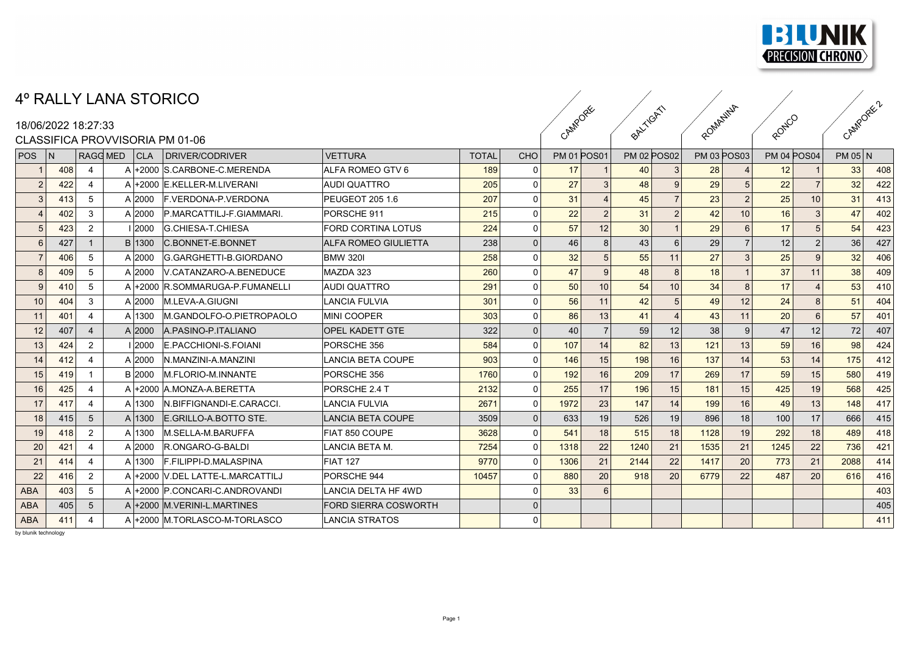# 4º RALLY LANA STORICO

18/06/2022 18:27:33

CLASSIFICA PROVVISORIA PM 01-06

| | | | | | | | | | CAMPORE | | BALTIGATI | | ROMANINA | | RONCO | | CAMPORE 2 | |
|---|---|---|---|---|---|---|---|---|---|---|---|---|---|---|---|---|---|---|
| POS | N | RAGG | MED | CLA | DRIVER/CODRIVER | VETTURA | TOTAL | CHO | PM 01 | POS01 | PM 02 | POS02 | PM 03 | POS03 | PM 04 | POS04 | PM 05 | N |
| 1 | 408 | 4 | A | +2000 | S.CARBONE-C.MERENDA | ALFA ROMEO GTV 6 | 189 | 0 | 17 | 1 | 40 | 3 | 28 | 4 | 12 | 1 | 33 | 408 |
| 2 | 422 | 4 | A | +2000 | E.KELLER-M.LIVERANI | AUDI QUATTRO | 205 | 0 | 27 | 3 | 48 | 9 | 29 | 5 | 22 | 7 | 32 | 422 |
| 3 | 413 | 5 | A | 2000 | F.VERDONA-P.VERDONA | PEUGEOT 205 1.6 | 207 | 0 | 31 | 4 | 45 | 7 | 23 | 2 | 25 | 10 | 31 | 413 |
| 4 | 402 | 3 | A | 2000 | P.MARCATTILJ-F.GIAMMARI. | PORSCHE 911 | 215 | 0 | 22 | 2 | 31 | 2 | 42 | 10 | 16 | 3 | 47 | 402 |
| 5 | 423 | 2 | I | 2000 | G.CHIESA-T.CHIESA | FORD CORTINA LOTUS | 224 | 0 | 57 | 12 | 30 | 1 | 29 | 6 | 17 | 5 | 54 | 423 |
| 6 | 427 | 1 | B | 1300 | C.BONNET-E.BONNET | ALFA ROMEO GIULIETTA | 238 | 0 | 46 | 8 | 43 | 6 | 29 | 7 | 12 | 2 | 36 | 427 |
| 7 | 406 | 5 | A | 2000 | G.GARGHETTI-B.GIORDANO | BMW 320I | 258 | 0 | 32 | 5 | 55 | 11 | 27 | 3 | 25 | 9 | 32 | 406 |
| 8 | 409 | 5 | A | 2000 | V.CATANZARO-A.BENEDUCE | MAZDA 323 | 260 | 0 | 47 | 9 | 48 | 8 | 18 | 1 | 37 | 11 | 38 | 409 |
| 9 | 410 | 5 | A | +2000 | R.SOMMARUGA-P.FUMANELLI | AUDI QUATTRO | 291 | 0 | 50 | 10 | 54 | 10 | 34 | 8 | 17 | 4 | 53 | 410 |
| 10 | 404 | 3 | A | 2000 | M.LEVA-A.GIUGNI | LANCIA FULVIA | 301 | 0 | 56 | 11 | 42 | 5 | 49 | 12 | 24 | 8 | 51 | 404 |
| 11 | 401 | 4 | A | 1300 | M.GANDOLFO-O.PIETROPAOLO | MINI COOPER | 303 | 0 | 86 | 13 | 41 | 4 | 43 | 11 | 20 | 6 | 57 | 401 |
| 12 | 407 | 4 | A | 2000 | A.PASINO-P.ITALIANO | OPEL KADETT GTE | 322 | 0 | 40 | 7 | 59 | 12 | 38 | 9 | 47 | 12 | 72 | 407 |
| 13 | 424 | 2 | I | 2000 | E.PACCHIONI-S.FOIANI | PORSCHE 356 | 584 | 0 | 107 | 14 | 82 | 13 | 121 | 13 | 59 | 16 | 98 | 424 |
| 14 | 412 | 4 | A | 2000 | N.MANZINI-A.MANZINI | LANCIA BETA COUPE | 903 | 0 | 146 | 15 | 198 | 16 | 137 | 14 | 53 | 14 | 175 | 412 |
| 15 | 419 | 1 | B | 2000 | M.FLORIO-M.INNANTE | PORSCHE 356 | 1760 | 0 | 192 | 16 | 209 | 17 | 269 | 17 | 59 | 15 | 580 | 419 |
| 16 | 425 | 4 | A | +2000 | A.MONZA-A.BERETTA | PORSCHE 2.4 T | 2132 | 0 | 255 | 17 | 196 | 15 | 181 | 15 | 425 | 19 | 568 | 425 |
| 17 | 417 | 4 | A | 1300 | N.BIFFIGNANDI-E.CARACCI. | LANCIA FULVIA | 2671 | 0 | 1972 | 23 | 147 | 14 | 199 | 16 | 49 | 13 | 148 | 417 |
| 18 | 415 | 5 | A | 1300 | E.GRILLO-A.BOTTO STE. | LANCIA BETA COUPE | 3509 | 0 | 633 | 19 | 526 | 19 | 896 | 18 | 100 | 17 | 666 | 415 |
| 19 | 418 | 2 | A | 1300 | M.SELLA-M.BARUFFA | FIAT 850 COUPE | 3628 | 0 | 541 | 18 | 515 | 18 | 1128 | 19 | 292 | 18 | 489 | 418 |
| 20 | 421 | 4 | A | 2000 | R.ONGARO-G.BALDI | LANCIA BETA M. | 7254 | 0 | 1318 | 22 | 1240 | 21 | 1535 | 21 | 1245 | 22 | 736 | 421 |
| 21 | 414 | 4 | A | 1300 | F.FILIPPI-D.MALASPINA | FIAT 127 | 9770 | 0 | 1306 | 21 | 2144 | 22 | 1417 | 20 | 773 | 21 | 2088 | 414 |
| 22 | 416 | 2 | A | +2000 | V.DEL LATTE-L.MARCATTILJ | PORSCHE 944 | 10457 | 0 | 880 | 20 | 918 | 20 | 6779 | 22 | 487 | 20 | 616 | 416 |
| ABA | 403 | 5 | A | +2000 | P.CONCARI-C.ANDROVANDI | LANCIA DELTA HF 4WD | | 0 | 33 | 6 | | | | | | | | 403 |
| ABA | 405 | 5 | A | +2000 | M.VERINI-L.MARTINES | FORD SIERRA COSWORTH | | 0 | | | | | | | | | | 405 |
| ABA | 411 | 4 | A | +2000 | M.TORLASCO-M-TORLASCO | LANCIA STRATOS | | 0 | | | | | | | | | | 411 |

by blunik technology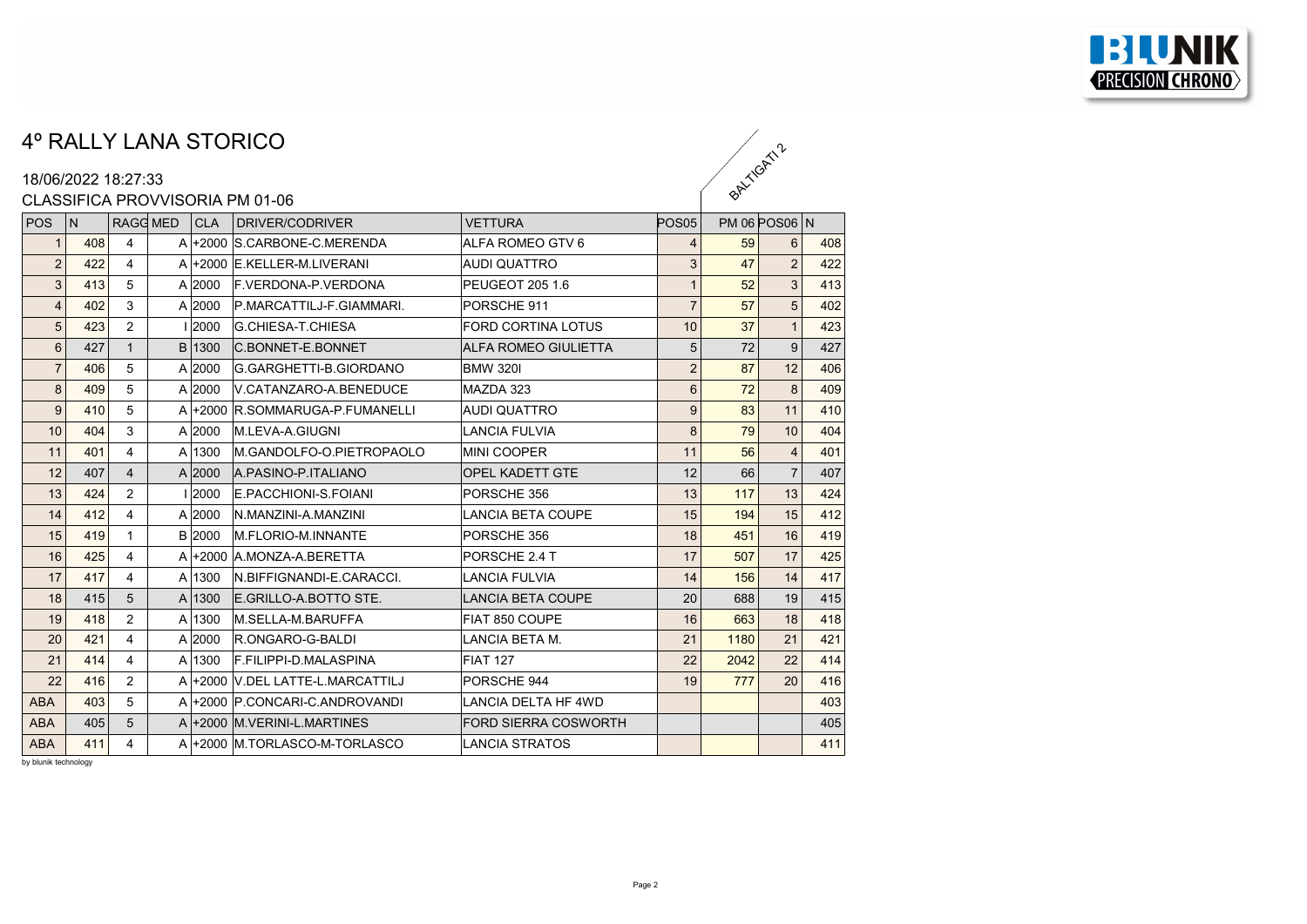# 4º RALLY LANA STORICO

18/06/2022 18:27:33

CLASSIFICA PROVVISORIA PM 01-06

BALTIGATI 2

| POS | N | RAGG | MED | CLA | DRIVER/CODRIVER | VETTURA | POS05 | PM 06 | POS06 | N |
|---|---|---|---|---|---|---|---|---|---|---|
| 1 | 408 | 4 | A | +2000 | S.CARBONE-C.MERENDA | ALFA ROMEO GTV 6 | 4 | 59 | 6 | 408 |
| 2 | 422 | 4 | A | +2000 | E.KELLER-M.LIVERANI | AUDI QUATTRO | 3 | 47 | 2 | 422 |
| 3 | 413 | 5 | A | 2000 | F.VERDONA-P.VERDONA | PEUGEOT 205 1.6 | 1 | 52 | 3 | 413 |
| 4 | 402 | 3 | A | 2000 | P.MARCATTILJ-F.GIAMMARI. | PORSCHE 911 | 7 | 57 | 5 | 402 |
| 5 | 423 | 2 | I | 2000 | G.CHIESA-T.CHIESA | FORD CORTINA LOTUS | 10 | 37 | 1 | 423 |
| 6 | 427 | 1 | B | 1300 | C.BONNET-E.BONNET | ALFA ROMEO GIULIETTA | 5 | 72 | 9 | 427 |
| 7 | 406 | 5 | A | 2000 | G.GARGHETTI-B.GIORDANO | BMW 320I | 2 | 87 | 12 | 406 |
| 8 | 409 | 5 | A | 2000 | V.CATANZARO-A.BENEDUCE | MAZDA 323 | 6 | 72 | 8 | 409 |
| 9 | 410 | 5 | A | +2000 | R.SOMMARUGA-P.FUMANELLI | AUDI QUATTRO | 9 | 83 | 11 | 410 |
| 10 | 404 | 3 | A | 2000 | M.LEVA-A.GIUGNI | LANCIA FULVIA | 8 | 79 | 10 | 404 |
| 11 | 401 | 4 | A | 1300 | M.GANDOLFO-O.PIETROPAOLO | MINI COOPER | 11 | 56 | 4 | 401 |
| 12 | 407 | 4 | A | 2000 | A.PASINO-P.ITALIANO | OPEL KADETT GTE | 12 | 66 | 7 | 407 |
| 13 | 424 | 2 | I | 2000 | E.PACCHIONI-S.FOIANI | PORSCHE 356 | 13 | 117 | 13 | 424 |
| 14 | 412 | 4 | A | 2000 | N.MANZINI-A.MANZINI | LANCIA BETA COUPE | 15 | 194 | 15 | 412 |
| 15 | 419 | 1 | B | 2000 | M.FLORIO-M.INNANTE | PORSCHE 356 | 18 | 451 | 16 | 419 |
| 16 | 425 | 4 | A | +2000 | A.MONZA-A.BERETTA | PORSCHE 2.4 T | 17 | 507 | 17 | 425 |
| 17 | 417 | 4 | A | 1300 | N.BIFFIGNANDI-E.CARACCI. | LANCIA FULVIA | 14 | 156 | 14 | 417 |
| 18 | 415 | 5 | A | 1300 | E.GRILLO-A.BOTTO STE. | LANCIA BETA COUPE | 20 | 688 | 19 | 415 |
| 19 | 418 | 2 | A | 1300 | M.SELLA-M.BARUFFA | FIAT 850 COUPE | 16 | 663 | 18 | 418 |
| 20 | 421 | 4 | A | 2000 | R.ONGARO-G-BALDI | LANCIA BETA M. | 21 | 1180 | 21 | 421 |
| 21 | 414 | 4 | A | 1300 | F.FILIPPI-D.MALASPINA | FIAT 127 | 22 | 2042 | 22 | 414 |
| 22 | 416 | 2 | A | +2000 | V.DEL LATTE-L.MARCATTILJ | PORSCHE 944 | 19 | 777 | 20 | 416 |
| ABA | 403 | 5 | A | +2000 | P.CONCARI-C.ANDROVANDI | LANCIA DELTA HF 4WD | | | | 403 |
| ABA | 405 | 5 | A | +2000 | M.VERINI-L.MARTINES | FORD SIERRA COSWORTH | | | | 405 |
| ABA | 411 | 4 | A | +2000 | M.TORLASCO-M-TORLASCO | LANCIA STRATOS | | | | 411 |

by blunik technology